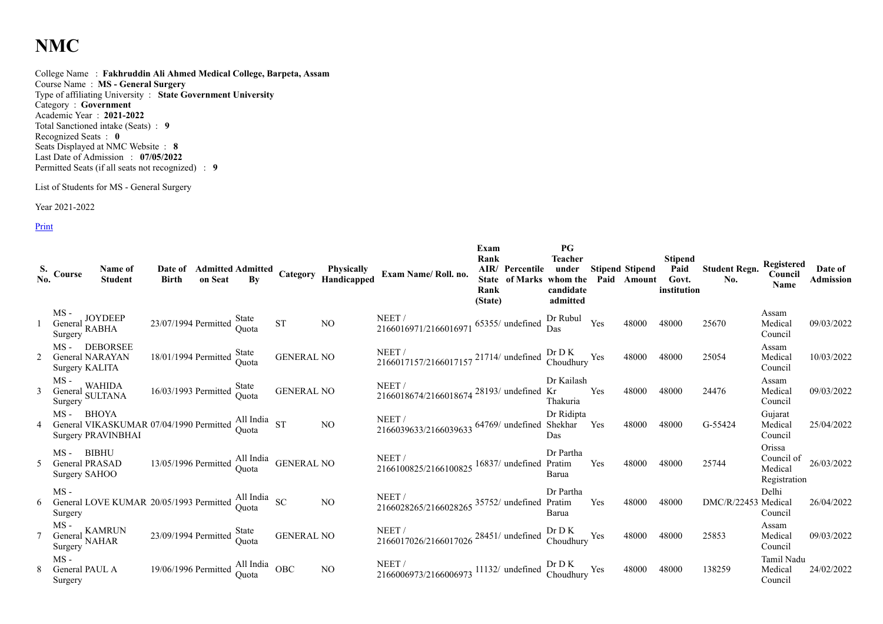# NMC

College Name : **Fakhruddin Ali Ahmed Medical College, Barpeta, Assam**
Course Name : **MS - General Surgery**
Type of affiliating University : **State Government University**
Category : **Government**
Academic Year : **2021-2022**
Total Sanctioned intake (Seats) : **9**
Recognized Seats : **0**
Seats Displayed at NMC Website : **8**
Last Date of Admission : **07/05/2022**
Permitted Seats (if all seats not recognized) : **9**

List of Students for MS - General Surgery

Year 2021-2022

Print

| S. No. | Course | Name of Student | Date of Birth | Admitted on Seat | Admitted By | Category | Physically Handicapped | Exam Name/ Roll. no. | Exam Rank AIR/ State Rank (State) | Percentile of Marks | PG Teacher under whom the candidate admitted | Stipend Paid | Stipend Amount | Stipend Paid Govt. institution | Student Regn. No. | Registered Council Name | Date of Admission |
|---|---|---|---|---|---|---|---|---|---|---|---|---|---|---|---|---|---|
| 1 | MS - General Surgery | JOYDEEP RABHA | 23/07/1994 | Permitted | State Quota | ST | NO | NEET / 2166016971/2166016971 | 65355/ | undefined | Dr Rubul Das | Yes | 48000 | 48000 | 25670 | Assam Medical Council | 09/03/2022 |
| 2 | MS - General Surgery | DEBORSEE NARAYAN KALITA | 18/01/1994 | Permitted | State Quota | GENERAL | NO | NEET / 2166017157/2166017157 | 21714/ | undefined | Dr D K Choudhury | Yes | 48000 | 48000 | 25054 | Assam Medical Council | 10/03/2022 |
| 3 | MS - General Surgery | WAHIDA SULTANA | 16/03/1993 | Permitted | State Quota | GENERAL | NO | NEET / 2166018674/2166018674 | 28193/ | undefined | Dr Kailash Kr Thakuria | Yes | 48000 | 48000 | 24476 | Assam Medical Council | 09/03/2022 |
| 4 | MS - General Surgery | BHOYA VIKASKUMAR PRAVINBHAI | 07/04/1990 | Permitted | All India Quota | ST | NO | NEET / 2166039633/2166039633 | 64769/ | undefined | Dr Ridipta Shekhar Das | Yes | 48000 | 48000 | G-55424 | Gujarat Medical Council | 25/04/2022 |
| 5 | MS - General Surgery | BIBHU PRASAD SAHOO | 13/05/1996 | Permitted | All India Quota | GENERAL | NO | NEET / 2166100825/2166100825 | 16837/ | undefined | Dr Partha Pratim Barua | Yes | 48000 | 48000 | 25744 | Orissa Council of Medical Registration | 26/03/2022 |
| 6 | MS - General Surgery | LOVE KUMAR | 20/05/1993 | Permitted | All India Quota | SC | NO | NEET / 2166028265/2166028265 | 35752/ | undefined | Dr Partha Pratim Barua | Yes | 48000 | 48000 | DMC/R/22453 | Delhi Medical Council | 26/04/2022 |
| 7 | MS - General Surgery | KAMRUN NAHAR | 23/09/1994 | Permitted | State Quota | GENERAL | NO | NEET / 2166017026/2166017026 | 28451/ | undefined | Dr D K Choudhury | Yes | 48000 | 48000 | 25853 | Assam Medical Council | 09/03/2022 |
| 8 | MS - General Surgery | PAUL A | 19/06/1996 | Permitted | All India Quota | OBC | NO | NEET / 2166006973/2166006973 | 11132/ | undefined | Dr D K Choudhury | Yes | 48000 | 48000 | 138259 | Tamil Nadu Medical Council | 24/02/2022 |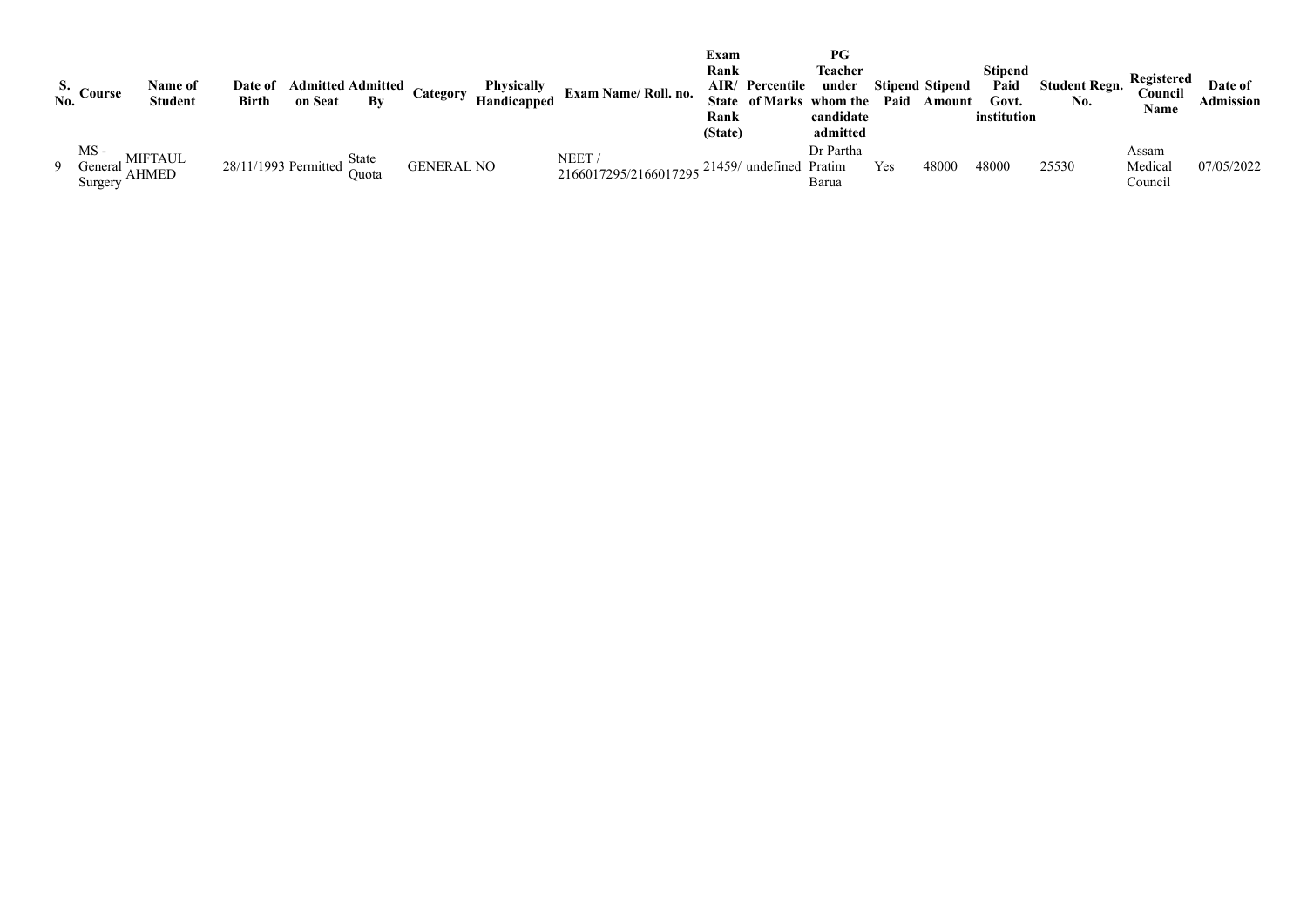| S. No. | Course | Name of Student | Date of Birth | Admitted on Seat | Admitted By | Category | Physically Handicapped | Exam Name/ Roll. no. | Exam Rank AIR/ State Rank (State) | Percentile of Marks | PG Teacher under whom the candidate admitted | Stipend Paid | Stipend Amount | Stipend Paid Govt. institution | Student Regn. No. | Registered Council Name | Date of Admission |
|---|---|---|---|---|---|---|---|---|---|---|---|---|---|---|---|---|---|
| 9 | MS - General Surgery | MIFTAUL AHMED | 28/11/1993 | Permitted | State Quota | GENERAL | NO | NEET / 2166017295/2166017295 | 21459/ | undefined | Dr Partha Pratim Barua | Yes | 48000 | 48000 | 25530 | Assam Medical Council | 07/05/2022 |